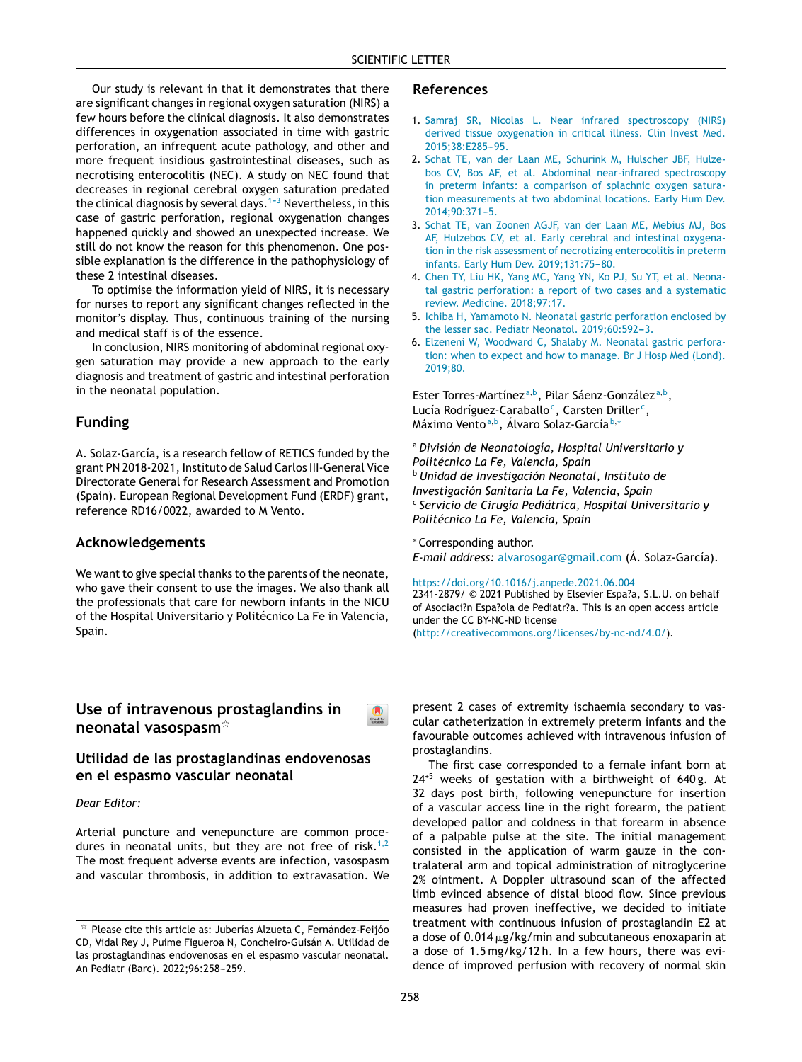Our study is relevant in that it demonstrates that there are significant changes in regional oxygen saturation (NIRS) a few hours before the clinical diagnosis. It also demonstrates differences in oxygenation associated in time with gastric perforation, an infrequent acute pathology, and other and more frequent insidious gastrointestinal diseases, such as necrotising enterocolitis (NEC). A study on NEC found that decreases in regional cerebral oxygen saturation predated the clinical diagnosis by several days.[1–3] Nevertheless, in this case of gastric perforation, regional oxygenation changes happened quickly and showed an unexpected increase. We still do not know the reason for this phenomenon. One possible explanation is the difference in the pathophysiology of these 2 intestinal diseases.

To optimise the information yield of NIRS, it is necessary for nurses to report any significant changes reflected in the monitor's display. Thus, continuous training of the nursing and medical staff is of the essence.

In conclusion, NIRS monitoring of abdominal regional oxygen saturation may provide a new approach to the early diagnosis and treatment of gastric and intestinal perforation in the neonatal population.

## Funding

A. Solaz-García, is a research fellow of RETICS funded by the grant PN 2018-2021, Instituto de Salud Carlos III-General Vice Directorate General for Research Assessment and Promotion (Spain). European Regional Development Fund (ERDF) grant, reference RD16/0022, awarded to M Vento.

## Acknowledgements

We want to give special thanks to the parents of the neonate, who gave their consent to use the images. We also thank all the professionals that care for newborn infants in the NICU of the Hospital Universitario y Politécnico La Fe in Valencia, Spain.

## References

1. Samraj SR, Nicolas L. Near infrared spectroscopy (NIRS) derived tissue oxygenation in critical illness. Clin Invest Med. 2015;38:E285–95.
2. Schat TE, van der Laan ME, Schurink M, Hulscher JBF, Hulzebos CV, Bos AF, et al. Abdominal near-infrared spectroscopy in preterm infants: a comparison of splachnic oxygen saturation measurements at two abdominal locations. Early Hum Dev. 2014;90:371–5.
3. Schat TE, van Zoonen AGJF, van der Laan ME, Mebius MJ, Bos AF, Hulzebos CV, et al. Early cerebral and intestinal oxygenation in the risk assessment of necrotizing enterocolitis in preterm infants. Early Hum Dev. 2019;131:75–80.
4. Chen TY, Liu HK, Yang MC, Yang YN, Ko PJ, Su YT, et al. Neonatal gastric perforation: a report of two cases and a systematic review. Medicine. 2018;97:17.
5. Ichiba H, Yamamoto N. Neonatal gastric perforation enclosed by the lesser sac. Pediatr Neonatol. 2019;60:592–3.
6. Elzeneni W, Woodward C, Shalaby M. Neonatal gastric perforation: when to expect and how to manage. Br J Hosp Med (Lond). 2019;80.

Ester Torres-Martínez[a,b], Pilar Sáenz-González[a,b], Lucía Rodríguez-Caraballo[c], Carsten Driller[c], Máximo Vento[a,b], Álvaro Solaz-García[b,*]

[a] *División de Neonatología, Hospital Universitario y Politécnico La Fe, Valencia, Spain*
[b] *Unidad de Investigación Neonatal, Instituto de Investigación Sanitaria La Fe, Valencia, Spain*
[c] *Servicio de Cirugía Pediátrica, Hospital Universitario y Politécnico La Fe, Valencia, Spain*

[*] Corresponding author.
*E-mail address:* alvarosogar@gmail.com (Á. Solaz-García).

https://doi.org/10.1016/j.anpede.2021.06.004
2341-2879/ © 2021 Published by Elsevier Espa?a, S.L.U. on behalf of Asociaci?n Espa?ola de Pediatr?a. This is an open access article under the CC BY-NC-ND license (http://creativecommons.org/licenses/by-nc-nd/4.0/).

---

# Use of intravenous prostaglandins in neonatal vasospasm[☆]

## Utilidad de las prostaglandinas endovenosas en el espasmo vascular neonatal

*Dear Editor:*

Arterial puncture and venepuncture are common procedures in neonatal units, but they are not free of risk.[1,2] The most frequent adverse events are infection, vasospasm and vascular thrombosis, in addition to extravasation. We present 2 cases of extremity ischaemia secondary to vascular catheterization in extremely preterm infants and the favourable outcomes achieved with intravenous infusion of prostaglandins.

The first case corresponded to a female infant born at $24^{+5}$ weeks of gestation with a birthweight of 640 g. At 32 days post birth, following venepuncture for insertion of a vascular access line in the right forearm, the patient developed pallor and coldness in that forearm in absence of a palpable pulse at the site. The initial management consisted in the application of warm gauze in the contralateral arm and topical administration of nitroglycerine 2% ointment. A Doppler ultrasound scan of the affected limb evinced absence of distal blood flow. Since previous measures had proven ineffective, we decided to initiate treatment with continuous infusion of prostaglandin E2 at a dose of 0.014 μg/kg/min and subcutaneous enoxaparin at a dose of 1.5 mg/kg/12 h. In a few hours, there was evidence of improved perfusion with recovery of normal skin

[☆] Please cite this article as: Juberías Alzueta C, Fernández-Feijóo CD, Vidal Rey J, Puime Figueroa N, Concheiro-Guisán A. Utilidad de las prostaglandinas endovenosas en el espasmo vascular neonatal. An Pediatr (Barc). 2022;96:258–259.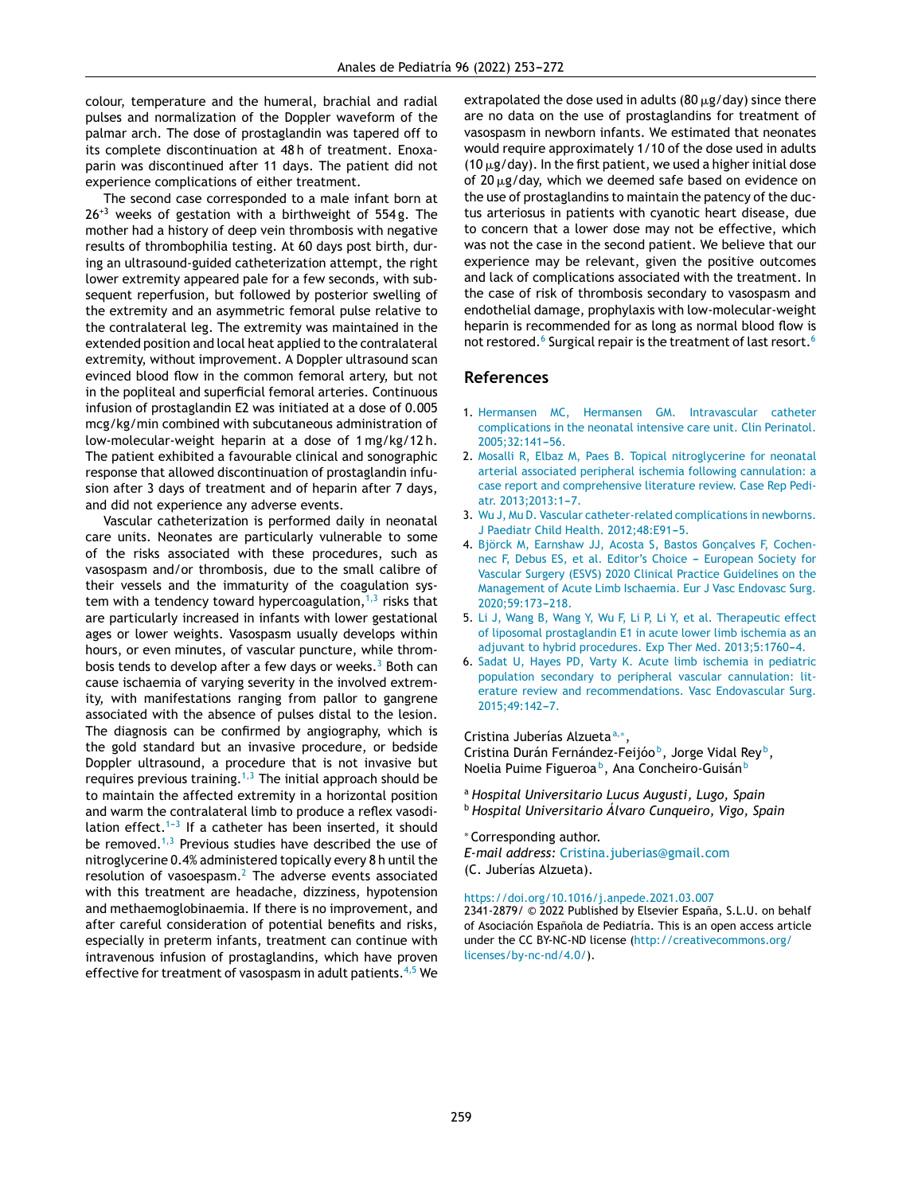colour, temperature and the humeral, brachial and radial pulses and normalization of the Doppler waveform of the palmar arch. The dose of prostaglandin was tapered off to its complete discontinuation at 48 h of treatment. Enoxaparin was discontinued after 11 days. The patient did not experience complications of either treatment.

The second case corresponded to a male infant born at $26^{+3}$ weeks of gestation with a birthweight of 554 g. The mother had a history of deep vein thrombosis with negative results of thrombophilia testing. At 60 days post birth, during an ultrasound-guided catheterization attempt, the right lower extremity appeared pale for a few seconds, with subsequent reperfusion, but followed by posterior swelling of the extremity and an asymmetric femoral pulse relative to the contralateral leg. The extremity was maintained in the extended position and local heat applied to the contralateral extremity, without improvement. A Doppler ultrasound scan evinced blood flow in the common femoral artery, but not in the popliteal and superficial femoral arteries. Continuous infusion of prostaglandin E2 was initiated at a dose of 0.005 mcg/kg/min combined with subcutaneous administration of low-molecular-weight heparin at a dose of 1 mg/kg/12 h. The patient exhibited a favourable clinical and sonographic response that allowed discontinuation of prostaglandin infusion after 3 days of treatment and of heparin after 7 days, and did not experience any adverse events.

Vascular catheterization is performed daily in neonatal care units. Neonates are particularly vulnerable to some of the risks associated with these procedures, such as vasospasm and/or thrombosis, due to the small calibre of their vessels and the immaturity of the coagulation system with a tendency toward hypercoagulation,[1,3] risks that are particularly increased in infants with lower gestational ages or lower weights. Vasospasm usually develops within hours, or even minutes, of vascular puncture, while thrombosis tends to develop after a few days or weeks.[3] Both can cause ischaemia of varying severity in the involved extremity, with manifestations ranging from pallor to gangrene associated with the absence of pulses distal to the lesion. The diagnosis can be confirmed by angiography, which is the gold standard but an invasive procedure, or bedside Doppler ultrasound, a procedure that is not invasive but requires previous training.[1,3] The initial approach should be to maintain the affected extremity in a horizontal position and warm the contralateral limb to produce a reflex vasodilation effect.[1–3] If a catheter has been inserted, it should be removed.[1,3] Previous studies have described the use of nitroglycerine 0.4% administered topically every 8 h until the resolution of vasoespasm.[2] The adverse events associated with this treatment are headache, dizziness, hypotension and methaemoglobinaemia. If there is no improvement, and after careful consideration of potential benefits and risks, especially in preterm infants, treatment can continue with intravenous infusion of prostaglandins, which have proven effective for treatment of vasospasm in adult patients.[4,5] We extrapolated the dose used in adults (80 μg/day) since there are no data on the use of prostaglandins for treatment of vasospasm in newborn infants. We estimated that neonates would require approximately 1/10 of the dose used in adults (10 μg/day). In the first patient, we used a higher initial dose of 20 μg/day, which we deemed safe based on evidence on the use of prostaglandins to maintain the patency of the ductus arteriosus in patients with cyanotic heart disease, due to concern that a lower dose may not be effective, which was not the case in the second patient. We believe that our experience may be relevant, given the positive outcomes and lack of complications associated with the treatment. In the case of risk of thrombosis secondary to vasospasm and endothelial damage, prophylaxis with low-molecular-weight heparin is recommended for as long as normal blood flow is not restored.[6] Surgical repair is the treatment of last resort.[6]

## References

1. Hermansen MC, Hermansen GM. Intravascular catheter complications in the neonatal intensive care unit. Clin Perinatol. 2005;32:141–56.
2. Mosalli R, Elbaz M, Paes B. Topical nitroglycerine for neonatal arterial associated peripheral ischemia following cannulation: a case report and comprehensive literature review. Case Rep Pediatr. 2013;2013:1–7.
3. Wu J, Mu D. Vascular catheter-related complications in newborns. J Paediatr Child Health. 2012;48:E91–5.
4. Björck M, Earnshaw JJ, Acosta S, Bastos Gonçalves F, Cochennec F, Debus ES, et al. Editor's Choice – European Society for Vascular Surgery (ESVS) 2020 Clinical Practice Guidelines on the Management of Acute Limb Ischaemia. Eur J Vasc Endovasc Surg. 2020;59:173–218.
5. Li J, Wang B, Wang Y, Wu F, Li P, Li Y, et al. Therapeutic effect of liposomal prostaglandin E1 in acute lower limb ischemia as an adjuvant to hybrid procedures. Exp Ther Med. 2013;5:1760–4.
6. Sadat U, Hayes PD, Varty K. Acute limb ischemia in pediatric population secondary to peripheral vascular cannulation: literature review and recommendations. Vasc Endovascular Surg. 2015;49:142–7.

Cristina Juberías Alzueta[a,*],
Cristina Durán Fernández-Feijóo[b], Jorge Vidal Rey[b],
Noelia Puime Figueroa[b], Ana Concheiro-Guisán[b]

[a] *Hospital Universitario Lucus Augusti, Lugo, Spain*
[b] *Hospital Universitario Álvaro Cunqueiro, Vigo, Spain*

[*] Corresponding author.
*E-mail address:* Cristina.juberias@gmail.com
(C. Juberías Alzueta).

https://doi.org/10.1016/j.anpede.2021.03.007
2341-2879/ © 2022 Published by Elsevier España, S.L.U. on behalf of Asociación Española de Pediatría. This is an open access article under the CC BY-NC-ND license (http://creativecommons.org/licenses/by-nc-nd/4.0/).